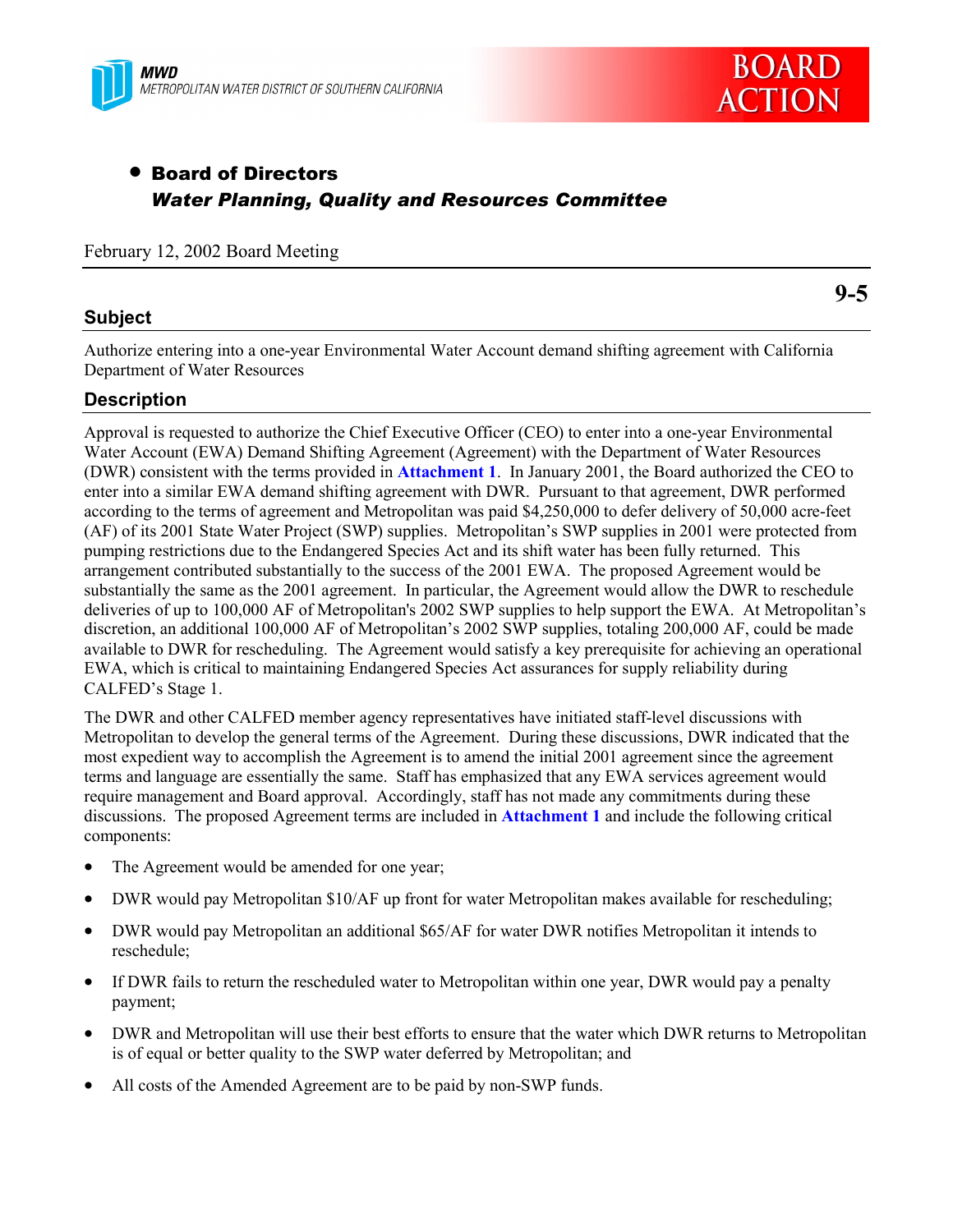MWD
METROPOLITAN WATER DISTRICT OF SOUTHERN CALIFORNIA

BOARD ACTION

- **Board of Directors**
  ***Water Planning, Quality and Resources Committee***

February 12, 2002 Board Meeting

**9-5**

## Subject

Authorize entering into a one-year Environmental Water Account demand shifting agreement with California Department of Water Resources

## Description

Approval is requested to authorize the Chief Executive Officer (CEO) to enter into a one-year Environmental Water Account (EWA) Demand Shifting Agreement (Agreement) with the Department of Water Resources (DWR) consistent with the terms provided in **Attachment 1**. In January 2001, the Board authorized the CEO to enter into a similar EWA demand shifting agreement with DWR. Pursuant to that agreement, DWR performed according to the terms of agreement and Metropolitan was paid $4,250,000 to defer delivery of 50,000 acre-feet (AF) of its 2001 State Water Project (SWP) supplies. Metropolitan's SWP supplies in 2001 were protected from pumping restrictions due to the Endangered Species Act and its shift water has been fully returned. This arrangement contributed substantially to the success of the 2001 EWA. The proposed Agreement would be substantially the same as the 2001 agreement. In particular, the Agreement would allow the DWR to reschedule deliveries of up to 100,000 AF of Metropolitan's 2002 SWP supplies to help support the EWA. At Metropolitan's discretion, an additional 100,000 AF of Metropolitan's 2002 SWP supplies, totaling 200,000 AF, could be made available to DWR for rescheduling. The Agreement would satisfy a key prerequisite for achieving an operational EWA, which is critical to maintaining Endangered Species Act assurances for supply reliability during CALFED's Stage 1.

The DWR and other CALFED member agency representatives have initiated staff-level discussions with Metropolitan to develop the general terms of the Agreement. During these discussions, DWR indicated that the most expedient way to accomplish the Agreement is to amend the initial 2001 agreement since the agreement terms and language are essentially the same. Staff has emphasized that any EWA services agreement would require management and Board approval. Accordingly, staff has not made any commitments during these discussions. The proposed Agreement terms are included in **Attachment 1** and include the following critical components:

- The Agreement would be amended for one year;
- DWR would pay Metropolitan $10/AF up front for water Metropolitan makes available for rescheduling;
- DWR would pay Metropolitan an additional $65/AF for water DWR notifies Metropolitan it intends to reschedule;
- If DWR fails to return the rescheduled water to Metropolitan within one year, DWR would pay a penalty payment;
- DWR and Metropolitan will use their best efforts to ensure that the water which DWR returns to Metropolitan is of equal or better quality to the SWP water deferred by Metropolitan; and
- All costs of the Amended Agreement are to be paid by non-SWP funds.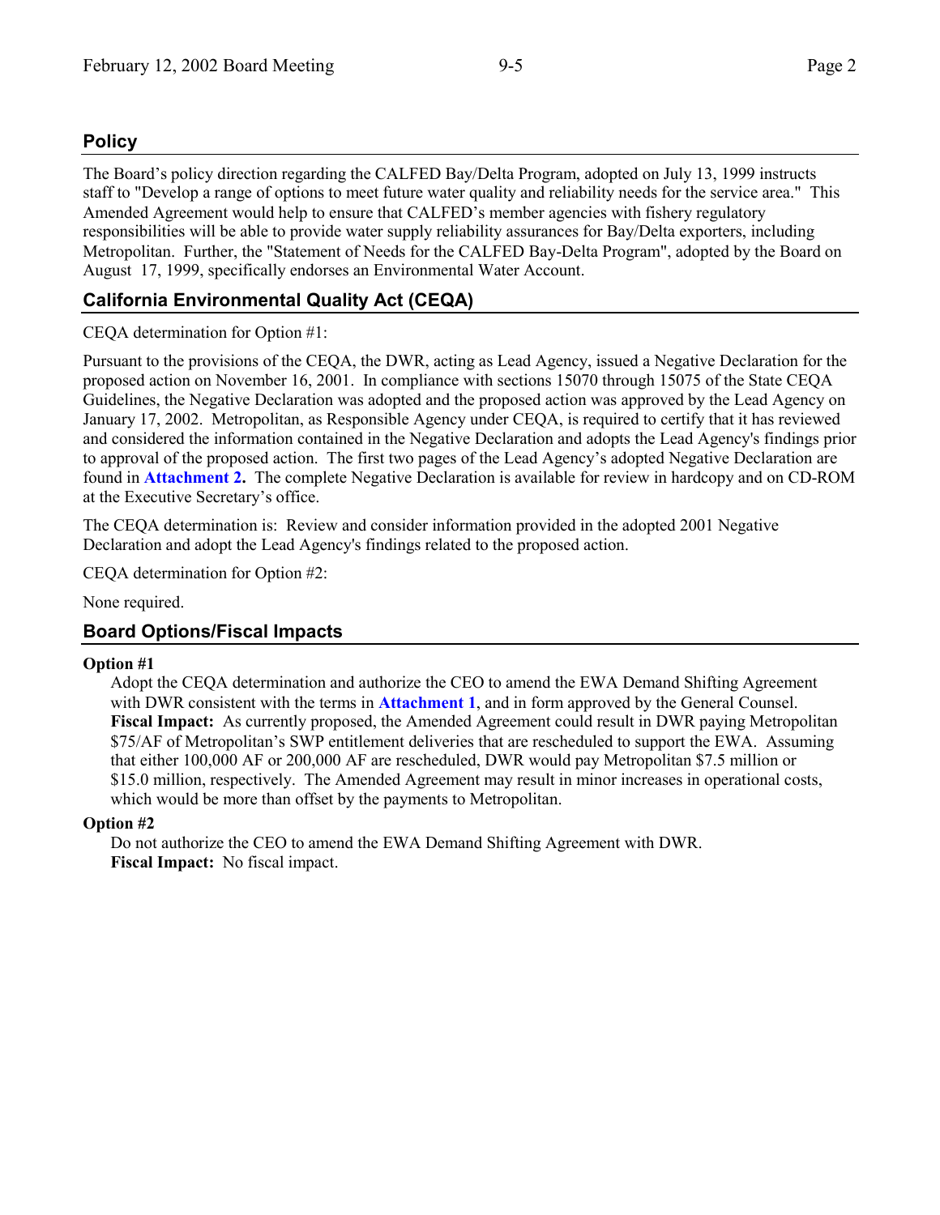## Policy

The Board's policy direction regarding the CALFED Bay/Delta Program, adopted on July 13, 1999 instructs staff to "Develop a range of options to meet future water quality and reliability needs for the service area." This Amended Agreement would help to ensure that CALFED's member agencies with fishery regulatory responsibilities will be able to provide water supply reliability assurances for Bay/Delta exporters, including Metropolitan. Further, the "Statement of Needs for the CALFED Bay-Delta Program", adopted by the Board on August 17, 1999, specifically endorses an Environmental Water Account.

## California Environmental Quality Act (CEQA)

CEQA determination for Option #1:

Pursuant to the provisions of the CEQA, the DWR, acting as Lead Agency, issued a Negative Declaration for the proposed action on November 16, 2001. In compliance with sections 15070 through 15075 of the State CEQA Guidelines, the Negative Declaration was adopted and the proposed action was approved by the Lead Agency on January 17, 2002. Metropolitan, as Responsible Agency under CEQA, is required to certify that it has reviewed and considered the information contained in the Negative Declaration and adopts the Lead Agency's findings prior to approval of the proposed action. The first two pages of the Lead Agency's adopted Negative Declaration are found in **Attachment 2.** The complete Negative Declaration is available for review in hardcopy and on CD-ROM at the Executive Secretary's office.

The CEQA determination is: Review and consider information provided in the adopted 2001 Negative Declaration and adopt the Lead Agency's findings related to the proposed action.

CEQA determination for Option #2:

None required.

## Board Options/Fiscal Impacts

**Option #1**

Adopt the CEQA determination and authorize the CEO to amend the EWA Demand Shifting Agreement with DWR consistent with the terms in **Attachment 1**, and in form approved by the General Counsel.
**Fiscal Impact:** As currently proposed, the Amended Agreement could result in DWR paying Metropolitan $75/AF of Metropolitan's SWP entitlement deliveries that are rescheduled to support the EWA. Assuming that either 100,000 AF or 200,000 AF are rescheduled, DWR would pay Metropolitan $7.5 million or $15.0 million, respectively. The Amended Agreement may result in minor increases in operational costs, which would be more than offset by the payments to Metropolitan.

**Option #2**

Do not authorize the CEO to amend the EWA Demand Shifting Agreement with DWR.
**Fiscal Impact:** No fiscal impact.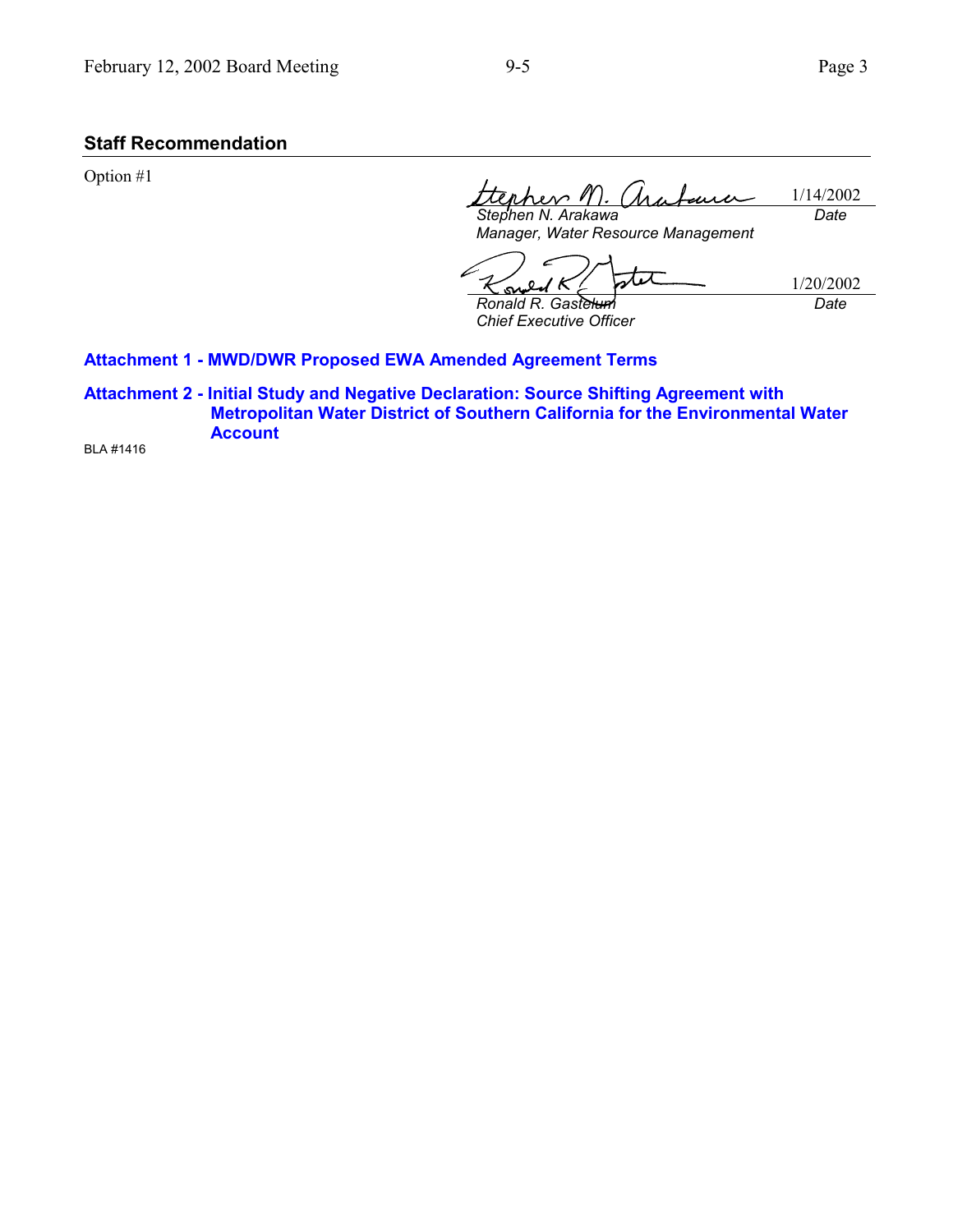## Staff Recommendation

Option #1

| | |
|---|---|
| *Stephen N. Arakawa*<br>*Manager, Water Resource Management* | 1/14/2002<br>*Date* |
| *Ronald R. Gastelum*<br>*Chief Executive Officer* | 1/20/2002<br>*Date* |

**Attachment 1 - MWD/DWR Proposed EWA Amended Agreement Terms**

**Attachment 2 - Initial Study and Negative Declaration: Source Shifting Agreement with Metropolitan Water District of Southern California for the Environmental Water Account**

BLA #1416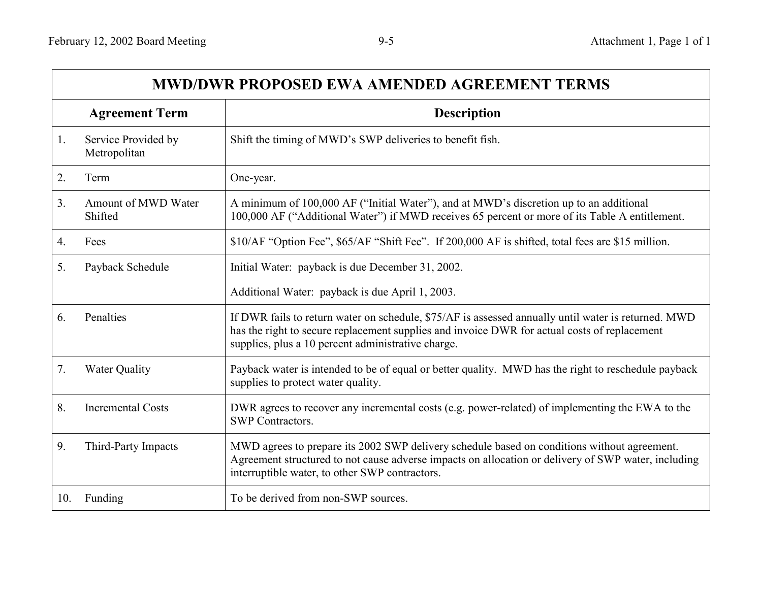# MWD/DWR PROPOSED EWA AMENDED AGREEMENT TERMS

| Agreement Term | Description |
| --- | --- |
| 1. Service Provided by Metropolitan | Shift the timing of MWD's SWP deliveries to benefit fish. |
| 2. Term | One-year. |
| 3. Amount of MWD Water Shifted | A minimum of 100,000 AF ("Initial Water"), and at MWD's discretion up to an additional 100,000 AF ("Additional Water") if MWD receives 65 percent or more of its Table A entitlement. |
| 4. Fees | $10/AF "Option Fee", $65/AF "Shift Fee". If 200,000 AF is shifted, total fees are $15 million. |
| 5. Payback Schedule | Initial Water: payback is due December 31, 2002.<br><br>Additional Water: payback is due April 1, 2003. |
| 6. Penalties | If DWR fails to return water on schedule, $75/AF is assessed annually until water is returned. MWD has the right to secure replacement supplies and invoice DWR for actual costs of replacement supplies, plus a 10 percent administrative charge. |
| 7. Water Quality | Payback water is intended to be of equal or better quality. MWD has the right to reschedule payback supplies to protect water quality. |
| 8. Incremental Costs | DWR agrees to recover any incremental costs (e.g. power-related) of implementing the EWA to the SWP Contractors. |
| 9. Third-Party Impacts | MWD agrees to prepare its 2002 SWP delivery schedule based on conditions without agreement. Agreement structured to not cause adverse impacts on allocation or delivery of SWP water, including interruptible water, to other SWP contractors. |
| 10. Funding | To be derived from non-SWP sources. |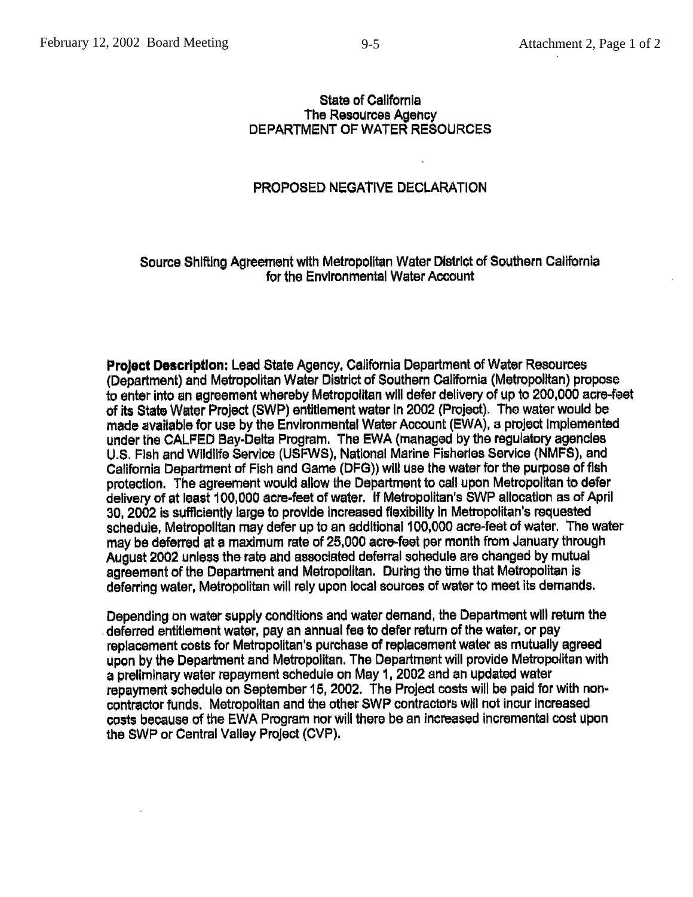State of California
The Resources Agency
DEPARTMENT OF WATER RESOURCES

# PROPOSED NEGATIVE DECLARATION

## Source Shifting Agreement with Metropolitan Water District of Southern California for the Environmental Water Account

**Project Description:** Lead State Agency, California Department of Water Resources (Department) and Metropolitan Water District of Southern California (Metropolitan) propose to enter into an agreement whereby Metropolitan will defer delivery of up to 200,000 acre-feet of its State Water Project (SWP) entitlement water in 2002 (Project). The water would be made available for use by the Environmental Water Account (EWA), a project implemented under the CALFED Bay-Delta Program. The EWA (managed by the regulatory agencies U.S. Fish and Wildlife Service (USFWS), National Marine Fisheries Service (NMFS), and California Department of Fish and Game (DFG)) will use the water for the purpose of fish protection. The agreement would allow the Department to call upon Metropolitan to defer delivery of at least 100,000 acre-feet of water. If Metropolitan's SWP allocation as of April 30, 2002 is sufficiently large to provide increased flexibility in Metropolitan's requested schedule, Metropolitan may defer up to an additional 100,000 acre-feet of water. The water may be deferred at a maximum rate of 25,000 acre-feet per month from January through August 2002 unless the rate and associated deferral schedule are changed by mutual agreement of the Department and Metropolitan. During the time that Metropolitan is deferring water, Metropolitan will rely upon local sources of water to meet its demands.

Depending on water supply conditions and water demand, the Department will return the deferred entitlement water, pay an annual fee to defer return of the water, or pay replacement costs for Metropolitan's purchase of replacement water as mutually agreed upon by the Department and Metropolitan. The Department will provide Metropolitan with a preliminary water repayment schedule on May 1, 2002 and an updated water repayment schedule on September 15, 2002. The Project costs will be paid for with non-contractor funds. Metropolitan and the other SWP contractors will not incur increased costs because of the EWA Program nor will there be an increased incremental cost upon the SWP or Central Valley Project (CVP).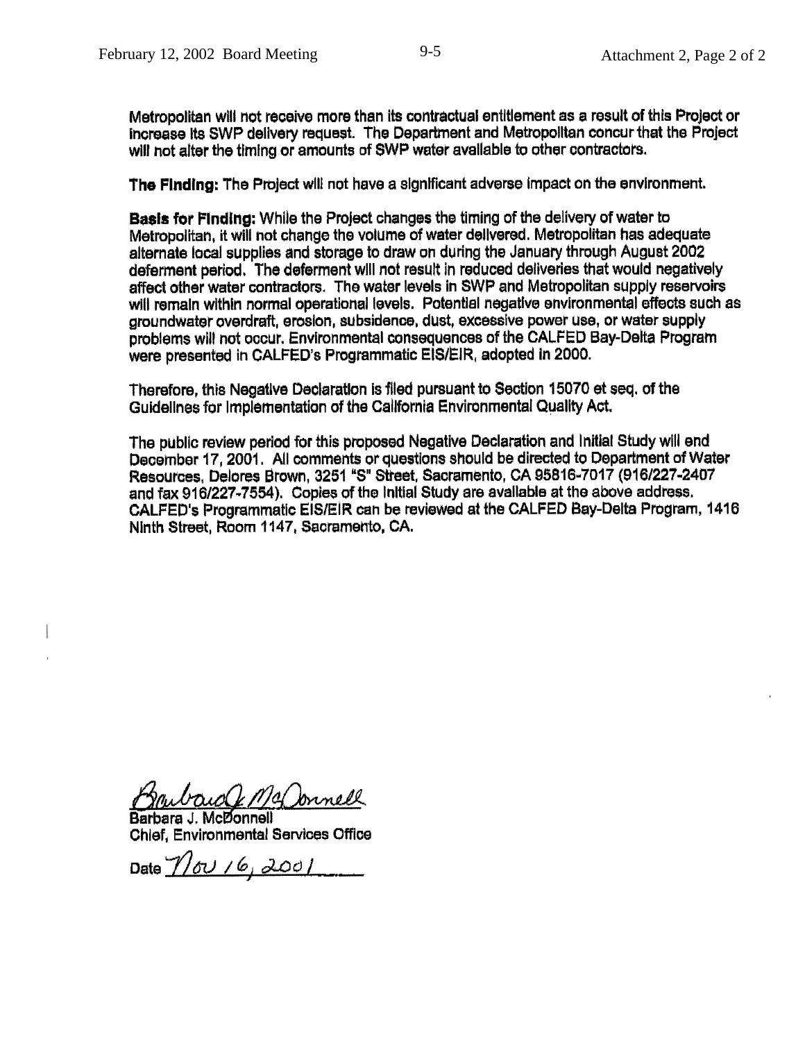Metropolitan will not receive more than its contractual entitlement as a result of this Project or increase its SWP delivery request. The Department and Metropolitan concur that the Project will not alter the timing or amounts of SWP water available to other contractors.

**The Finding:** The Project will not have a significant adverse impact on the environment.

**Basis for Finding:** While the Project changes the timing of the delivery of water to Metropolitan, it will not change the volume of water delivered. Metropolitan has adequate alternate local supplies and storage to draw on during the January through August 2002 deferment period. The deferment will not result in reduced deliveries that would negatively affect other water contractors. The water levels in SWP and Metropolitan supply reservoirs will remain within normal operational levels. Potential negative environmental effects such as groundwater overdraft, erosion, subsidence, dust, excessive power use, or water supply problems will not occur. Environmental consequences of the CALFED Bay-Delta Program were presented in CALFED's Programmatic EIS/EIR, adopted in 2000.

Therefore, this Negative Declaration is filed pursuant to Section 15070 et seq. of the Guidelines for Implementation of the California Environmental Quality Act.

The public review period for this proposed Negative Declaration and Initial Study will end December 17, 2001. All comments or questions should be directed to Department of Water Resources, Delores Brown, 3251 "S" Street, Sacramento, CA 95816-7017 (916/227-2407 and fax 916/227-7554). Copies of the Initial Study are available at the above address. CALFED's Programmatic EIS/EIR can be reviewed at the CALFED Bay-Delta Program, 1416 Ninth Street, Room 1147, Sacramento, CA.

Barbara J. McDonnell
Chief, Environmental Services Office

Date Nov 16, 2001